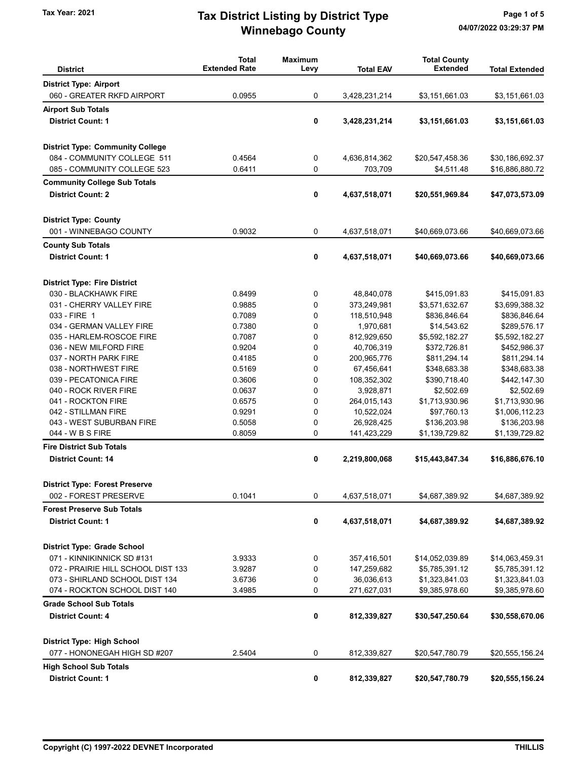# Tax District Listing by District Type

## Winnebago County

Tax Year: 2021

04/07/2022 03:29:37 PM

| District | Total Extended Rate | Maximum Levy | Total EAV | Total County Extended | Total Extended |
|---|---|---|---|---|---|
| **District Type: Airport** | | | | | |
| 060 - GREATER RKFD AIRPORT | 0.0955 | 0 | 3,428,231,214 | $3,151,661.03 | $3,151,661.03 |
| **Airport Sub Totals** | | | | | |
| **District Count: 1** | | **0** | **3,428,231,214** | **$3,151,661.03** | **$3,151,661.03** |
| **District Type: Community College** | | | | | |
| 084 - COMMUNITY COLLEGE 511 | 0.4564 | 0 | 4,636,814,362 | $20,547,458.36 | $30,186,692.37 |
| 085 - COMMUNITY COLLEGE 523 | 0.6411 | 0 | 703,709 | $4,511.48 | $16,886,880.72 |
| **Community College Sub Totals** | | | | | |
| **District Count: 2** | | **0** | **4,637,518,071** | **$20,551,969.84** | **$47,073,573.09** |
| **District Type: County** | | | | | |
| 001 - WINNEBAGO COUNTY | 0.9032 | 0 | 4,637,518,071 | $40,669,073.66 | $40,669,073.66 |
| **County Sub Totals** | | | | | |
| **District Count: 1** | | **0** | **4,637,518,071** | **$40,669,073.66** | **$40,669,073.66** |
| **District Type: Fire District** | | | | | |
| 030 - BLACKHAWK FIRE | 0.8499 | 0 | 48,840,078 | $415,091.83 | $415,091.83 |
| 031 - CHERRY VALLEY FIRE | 0.9885 | 0 | 373,249,981 | $3,571,632.67 | $3,699,388.32 |
| 033 - FIRE 1 | 0.7089 | 0 | 118,510,948 | $836,846.64 | $836,846.64 |
| 034 - GERMAN VALLEY FIRE | 0.7380 | 0 | 1,970,681 | $14,543.62 | $289,576.17 |
| 035 - HARLEM-ROSCOE FIRE | 0.7087 | 0 | 812,929,650 | $5,592,182.27 | $5,592,182.27 |
| 036 - NEW MILFORD FIRE | 0.9204 | 0 | 40,706,319 | $372,726.81 | $452,986.37 |
| 037 - NORTH PARK FIRE | 0.4185 | 0 | 200,965,776 | $811,294.14 | $811,294.14 |
| 038 - NORTHWEST FIRE | 0.5169 | 0 | 67,456,641 | $348,683.38 | $348,683.38 |
| 039 - PECATONICA FIRE | 0.3606 | 0 | 108,352,302 | $390,718.40 | $442,147.30 |
| 040 - ROCK RIVER FIRE | 0.0637 | 0 | 3,928,871 | $2,502.69 | $2,502.69 |
| 041 - ROCKTON FIRE | 0.6575 | 0 | 264,015,143 | $1,713,930.96 | $1,713,930.96 |
| 042 - STILLMAN FIRE | 0.9291 | 0 | 10,522,024 | $97,760.13 | $1,006,112.23 |
| 043 - WEST SUBURBAN FIRE | 0.5058 | 0 | 26,928,425 | $136,203.98 | $136,203.98 |
| 044 - W B S FIRE | 0.8059 | 0 | 141,423,229 | $1,139,729.82 | $1,139,729.82 |
| **Fire District Sub Totals** | | | | | |
| **District Count: 14** | | **0** | **2,219,800,068** | **$15,443,847.34** | **$16,886,676.10** |
| **District Type: Forest Preserve** | | | | | |
| 002 - FOREST PRESERVE | 0.1041 | 0 | 4,637,518,071 | $4,687,389.92 | $4,687,389.92 |
| **Forest Preserve Sub Totals** | | | | | |
| **District Count: 1** | | **0** | **4,637,518,071** | **$4,687,389.92** | **$4,687,389.92** |
| **District Type: Grade School** | | | | | |
| 071 - KINNIKINNICK SD #131 | 3.9333 | 0 | 357,416,501 | $14,052,039.89 | $14,063,459.31 |
| 072 - PRAIRIE HILL SCHOOL DIST 133 | 3.9287 | 0 | 147,259,682 | $5,785,391.12 | $5,785,391.12 |
| 073 - SHIRLAND SCHOOL DIST 134 | 3.6736 | 0 | 36,036,613 | $1,323,841.03 | $1,323,841.03 |
| 074 - ROCKTON SCHOOL DIST 140 | 3.4985 | 0 | 271,627,031 | $9,385,978.60 | $9,385,978.60 |
| **Grade School Sub Totals** | | | | | |
| **District Count: 4** | | **0** | **812,339,827** | **$30,547,250.64** | **$30,558,670.06** |
| **District Type: High School** | | | | | |
| 077 - HONONEGAH HIGH SD #207 | 2.5404 | 0 | 812,339,827 | $20,547,780.79 | $20,555,156.24 |
| **High School Sub Totals** | | | | | |
| **District Count: 1** | | **0** | **812,339,827** | **$20,547,780.79** | **$20,555,156.24** |

Copyright (C) 1997-2022 DEVNET Incorporated — THILLIS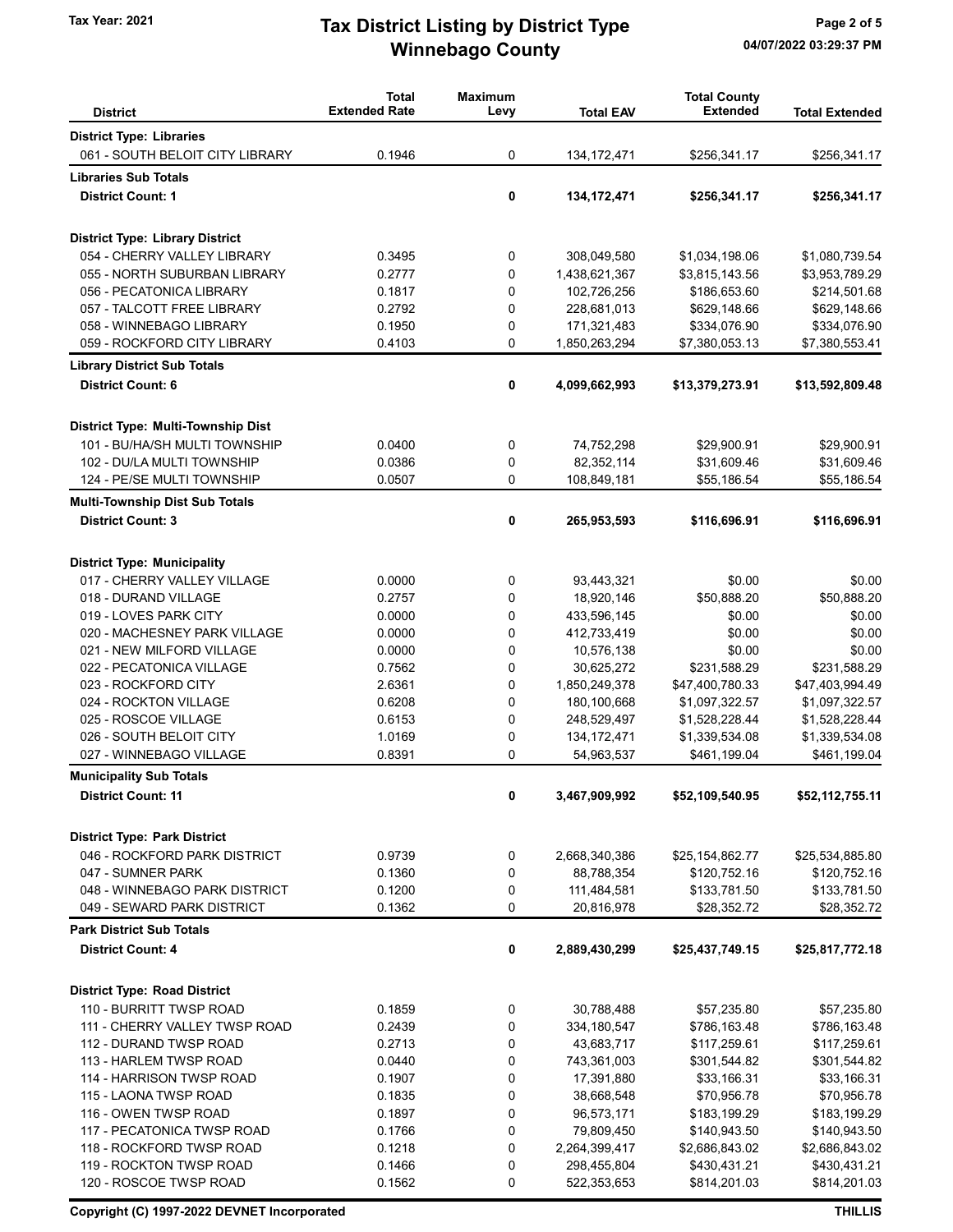# Tax District Listing by District Type
## Winnebago County

Tax Year: 2021

| District | Total Extended Rate | Maximum Levy | Total EAV | Total County Extended | Total Extended |
|---|---|---|---|---|---|
| **District Type: Libraries** | | | | | |
| 061 - SOUTH BELOIT CITY LIBRARY | 0.1946 | 0 | 134,172,471 | $256,341.17 | $256,341.17 |
| **Libraries Sub Totals** | | | | | |
| **District Count: 1** | | **0** | **134,172,471** | **$256,341.17** | **$256,341.17** |
| **District Type: Library District** | | | | | |
| 054 - CHERRY VALLEY LIBRARY | 0.3495 | 0 | 308,049,580 | $1,034,198.06 | $1,080,739.54 |
| 055 - NORTH SUBURBAN LIBRARY | 0.2777 | 0 | 1,438,621,367 | $3,815,143.56 | $3,953,789.29 |
| 056 - PECATONICA LIBRARY | 0.1817 | 0 | 102,726,256 | $186,653.60 | $214,501.68 |
| 057 - TALCOTT FREE LIBRARY | 0.2792 | 0 | 228,681,013 | $629,148.66 | $629,148.66 |
| 058 - WINNEBAGO LIBRARY | 0.1950 | 0 | 171,321,483 | $334,076.90 | $334,076.90 |
| 059 - ROCKFORD CITY LIBRARY | 0.4103 | 0 | 1,850,263,294 | $7,380,053.13 | $7,380,553.41 |
| **Library District Sub Totals** | | | | | |
| **District Count: 6** | | **0** | **4,099,662,993** | **$13,379,273.91** | **$13,592,809.48** |
| **District Type: Multi-Township Dist** | | | | | |
| 101 - BU/HA/SH MULTI TOWNSHIP | 0.0400 | 0 | 74,752,298 | $29,900.91 | $29,900.91 |
| 102 - DU/LA MULTI TOWNSHIP | 0.0386 | 0 | 82,352,114 | $31,609.46 | $31,609.46 |
| 124 - PE/SE MULTI TOWNSHIP | 0.0507 | 0 | 108,849,181 | $55,186.54 | $55,186.54 |
| **Multi-Township Dist Sub Totals** | | | | | |
| **District Count: 3** | | **0** | **265,953,593** | **$116,696.91** | **$116,696.91** |
| **District Type: Municipality** | | | | | |
| 017 - CHERRY VALLEY VILLAGE | 0.0000 | 0 | 93,443,321 | $0.00 | $0.00 |
| 018 - DURAND VILLAGE | 0.2757 | 0 | 18,920,146 | $50,888.20 | $50,888.20 |
| 019 - LOVES PARK CITY | 0.0000 | 0 | 433,596,145 | $0.00 | $0.00 |
| 020 - MACHESNEY PARK VILLAGE | 0.0000 | 0 | 412,733,419 | $0.00 | $0.00 |
| 021 - NEW MILFORD VILLAGE | 0.0000 | 0 | 10,576,138 | $0.00 | $0.00 |
| 022 - PECATONICA VILLAGE | 0.7562 | 0 | 30,625,272 | $231,588.29 | $231,588.29 |
| 023 - ROCKFORD CITY | 2.6361 | 0 | 1,850,249,378 | $47,400,780.33 | $47,403,994.49 |
| 024 - ROCKTON VILLAGE | 0.6208 | 0 | 180,100,668 | $1,097,322.57 | $1,097,322.57 |
| 025 - ROSCOE VILLAGE | 0.6153 | 0 | 248,529,497 | $1,528,228.44 | $1,528,228.44 |
| 026 - SOUTH BELOIT CITY | 1.0169 | 0 | 134,172,471 | $1,339,534.08 | $1,339,534.08 |
| 027 - WINNEBAGO VILLAGE | 0.8391 | 0 | 54,963,537 | $461,199.04 | $461,199.04 |
| **Municipality Sub Totals** | | | | | |
| **District Count: 11** | | **0** | **3,467,909,992** | **$52,109,540.95** | **$52,112,755.11** |
| **District Type: Park District** | | | | | |
| 046 - ROCKFORD PARK DISTRICT | 0.9739 | 0 | 2,668,340,386 | $25,154,862.77 | $25,534,885.80 |
| 047 - SUMNER PARK | 0.1360 | 0 | 88,788,354 | $120,752.16 | $120,752.16 |
| 048 - WINNEBAGO PARK DISTRICT | 0.1200 | 0 | 111,484,581 | $133,781.50 | $133,781.50 |
| 049 - SEWARD PARK DISTRICT | 0.1362 | 0 | 20,816,978 | $28,352.72 | $28,352.72 |
| **Park District Sub Totals** | | | | | |
| **District Count: 4** | | **0** | **2,889,430,299** | **$25,437,749.15** | **$25,817,772.18** |
| **District Type: Road District** | | | | | |
| 110 - BURRITT TWSP ROAD | 0.1859 | 0 | 30,788,488 | $57,235.80 | $57,235.80 |
| 111 - CHERRY VALLEY TWSP ROAD | 0.2439 | 0 | 334,180,547 | $786,163.48 | $786,163.48 |
| 112 - DURAND TWSP ROAD | 0.2713 | 0 | 43,683,717 | $117,259.61 | $117,259.61 |
| 113 - HARLEM TWSP ROAD | 0.0440 | 0 | 743,361,003 | $301,544.82 | $301,544.82 |
| 114 - HARRISON TWSP ROAD | 0.1907 | 0 | 17,391,880 | $33,166.31 | $33,166.31 |
| 115 - LAONA TWSP ROAD | 0.1835 | 0 | 38,668,548 | $70,956.78 | $70,956.78 |
| 116 - OWEN TWSP ROAD | 0.1897 | 0 | 96,573,171 | $183,199.29 | $183,199.29 |
| 117 - PECATONICA TWSP ROAD | 0.1766 | 0 | 79,809,450 | $140,943.50 | $140,943.50 |
| 118 - ROCKFORD TWSP ROAD | 0.1218 | 0 | 2,264,399,417 | $2,686,843.02 | $2,686,843.02 |
| 119 - ROCKTON TWSP ROAD | 0.1466 | 0 | 298,455,804 | $430,431.21 | $430,431.21 |
| 120 - ROSCOE TWSP ROAD | 0.1562 | 0 | 522,353,653 | $814,201.03 | $814,201.03 |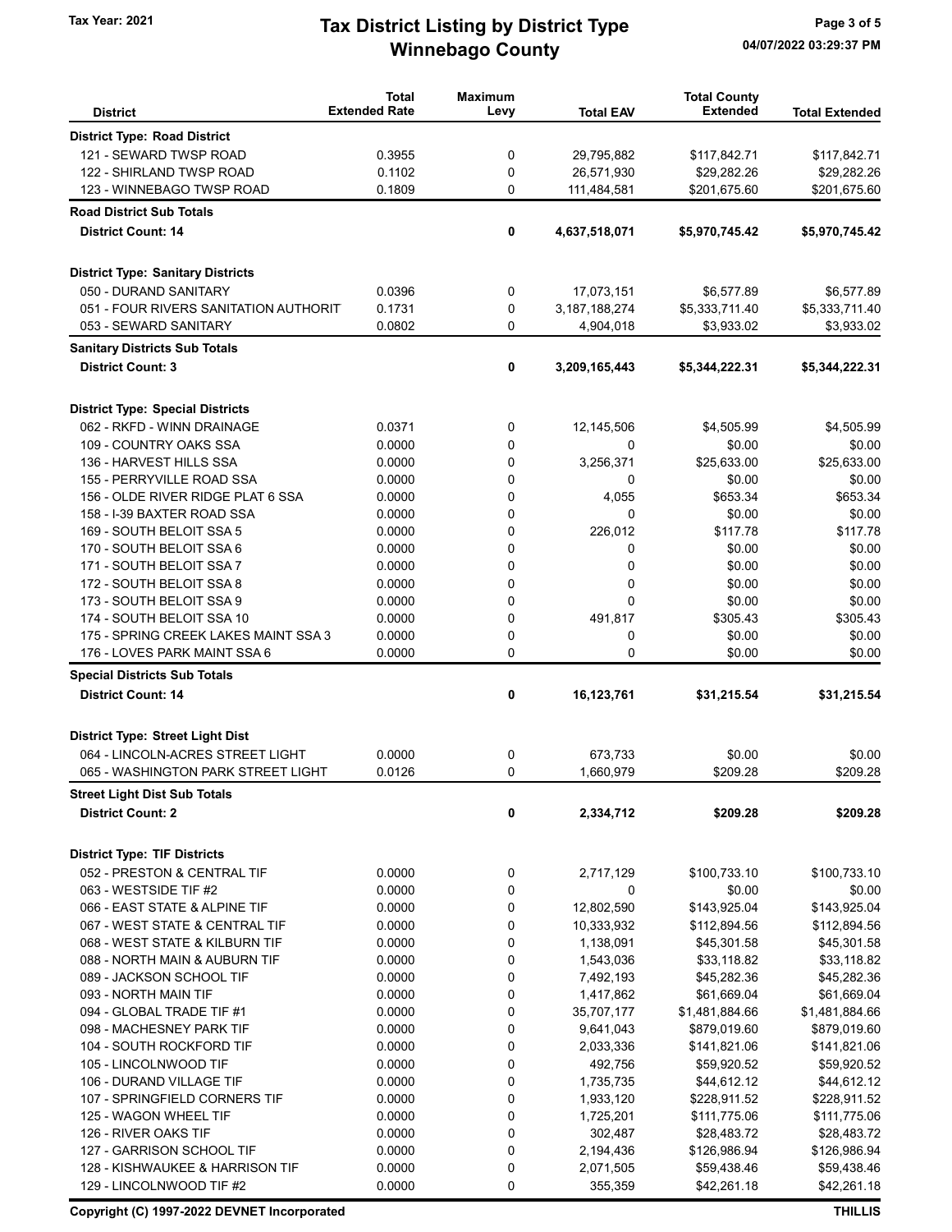# Tax District Listing by District Type
## Winnebago County

Tax Year: 2021

| District | Total Extended Rate | Maximum Levy | Total EAV | Total County Extended | Total Extended |
|---|---|---|---|---|---|
| **District Type: Road District** | | | | | |
| 121 - SEWARD TWSP ROAD | 0.3955 | 0 | 29,795,882 | $117,842.71 | $117,842.71 |
| 122 - SHIRLAND TWSP ROAD | 0.1102 | 0 | 26,571,930 | $29,282.26 | $29,282.26 |
| 123 - WINNEBAGO TWSP ROAD | 0.1809 | 0 | 111,484,581 | $201,675.60 | $201,675.60 |
| **Road District Sub Totals** | | | | | |
| **District Count: 14** | | **0** | **4,637,518,071** | **$5,970,745.42** | **$5,970,745.42** |
| **District Type: Sanitary Districts** | | | | | |
| 050 - DURAND SANITARY | 0.0396 | 0 | 17,073,151 | $6,577.89 | $6,577.89 |
| 051 - FOUR RIVERS SANITATION AUTHORIT | 0.1731 | 0 | 3,187,188,274 | $5,333,711.40 | $5,333,711.40 |
| 053 - SEWARD SANITARY | 0.0802 | 0 | 4,904,018 | $3,933.02 | $3,933.02 |
| **Sanitary Districts Sub Totals** | | | | | |
| **District Count: 3** | | **0** | **3,209,165,443** | **$5,344,222.31** | **$5,344,222.31** |
| **District Type: Special Districts** | | | | | |
| 062 - RKFD - WINN DRAINAGE | 0.0371 | 0 | 12,145,506 | $4,505.99 | $4,505.99 |
| 109 - COUNTRY OAKS SSA | 0.0000 | 0 | 0 | $0.00 | $0.00 |
| 136 - HARVEST HILLS SSA | 0.0000 | 0 | 3,256,371 | $25,633.00 | $25,633.00 |
| 155 - PERRYVILLE ROAD SSA | 0.0000 | 0 | 0 | $0.00 | $0.00 |
| 156 - OLDE RIVER RIDGE PLAT 6 SSA | 0.0000 | 0 | 4,055 | $653.34 | $653.34 |
| 158 - I-39 BAXTER ROAD SSA | 0.0000 | 0 | 0 | $0.00 | $0.00 |
| 169 - SOUTH BELOIT SSA 5 | 0.0000 | 0 | 226,012 | $117.78 | $117.78 |
| 170 - SOUTH BELOIT SSA 6 | 0.0000 | 0 | 0 | $0.00 | $0.00 |
| 171 - SOUTH BELOIT SSA 7 | 0.0000 | 0 | 0 | $0.00 | $0.00 |
| 172 - SOUTH BELOIT SSA 8 | 0.0000 | 0 | 0 | $0.00 | $0.00 |
| 173 - SOUTH BELOIT SSA 9 | 0.0000 | 0 | 0 | $0.00 | $0.00 |
| 174 - SOUTH BELOIT SSA 10 | 0.0000 | 0 | 491,817 | $305.43 | $305.43 |
| 175 - SPRING CREEK LAKES MAINT SSA 3 | 0.0000 | 0 | 0 | $0.00 | $0.00 |
| 176 - LOVES PARK MAINT SSA 6 | 0.0000 | 0 | 0 | $0.00 | $0.00 |
| **Special Districts Sub Totals** | | | | | |
| **District Count: 14** | | **0** | **16,123,761** | **$31,215.54** | **$31,215.54** |
| **District Type: Street Light Dist** | | | | | |
| 064 - LINCOLN-ACRES STREET LIGHT | 0.0000 | 0 | 673,733 | $0.00 | $0.00 |
| 065 - WASHINGTON PARK STREET LIGHT | 0.0126 | 0 | 1,660,979 | $209.28 | $209.28 |
| **Street Light Dist Sub Totals** | | | | | |
| **District Count: 2** | | **0** | **2,334,712** | **$209.28** | **$209.28** |
| **District Type: TIF Districts** | | | | | |
| 052 - PRESTON & CENTRAL TIF | 0.0000 | 0 | 2,717,129 | $100,733.10 | $100,733.10 |
| 063 - WESTSIDE TIF #2 | 0.0000 | 0 | 0 | $0.00 | $0.00 |
| 066 - EAST STATE & ALPINE TIF | 0.0000 | 0 | 12,802,590 | $143,925.04 | $143,925.04 |
| 067 - WEST STATE & CENTRAL TIF | 0.0000 | 0 | 10,333,932 | $112,894.56 | $112,894.56 |
| 068 - WEST STATE & KILBURN TIF | 0.0000 | 0 | 1,138,091 | $45,301.58 | $45,301.58 |
| 088 - NORTH MAIN & AUBURN TIF | 0.0000 | 0 | 1,543,036 | $33,118.82 | $33,118.82 |
| 089 - JACKSON SCHOOL TIF | 0.0000 | 0 | 7,492,193 | $45,282.36 | $45,282.36 |
| 093 - NORTH MAIN TIF | 0.0000 | 0 | 1,417,862 | $61,669.04 | $61,669.04 |
| 094 - GLOBAL TRADE TIF #1 | 0.0000 | 0 | 35,707,177 | $1,481,884.66 | $1,481,884.66 |
| 098 - MACHESNEY PARK TIF | 0.0000 | 0 | 9,641,043 | $879,019.60 | $879,019.60 |
| 104 - SOUTH ROCKFORD TIF | 0.0000 | 0 | 2,033,336 | $141,821.06 | $141,821.06 |
| 105 - LINCOLNWOOD TIF | 0.0000 | 0 | 492,756 | $59,920.52 | $59,920.52 |
| 106 - DURAND VILLAGE TIF | 0.0000 | 0 | 1,735,735 | $44,612.12 | $44,612.12 |
| 107 - SPRINGFIELD CORNERS TIF | 0.0000 | 0 | 1,933,120 | $228,911.52 | $228,911.52 |
| 125 - WAGON WHEEL TIF | 0.0000 | 0 | 1,725,201 | $111,775.06 | $111,775.06 |
| 126 - RIVER OAKS TIF | 0.0000 | 0 | 302,487 | $28,483.72 | $28,483.72 |
| 127 - GARRISON SCHOOL TIF | 0.0000 | 0 | 2,194,436 | $126,986.94 | $126,986.94 |
| 128 - KISHWAUKEE & HARRISON TIF | 0.0000 | 0 | 2,071,505 | $59,438.46 | $59,438.46 |
| 129 - LINCOLNWOOD TIF #2 | 0.0000 | 0 | 355,359 | $42,261.18 | $42,261.18 |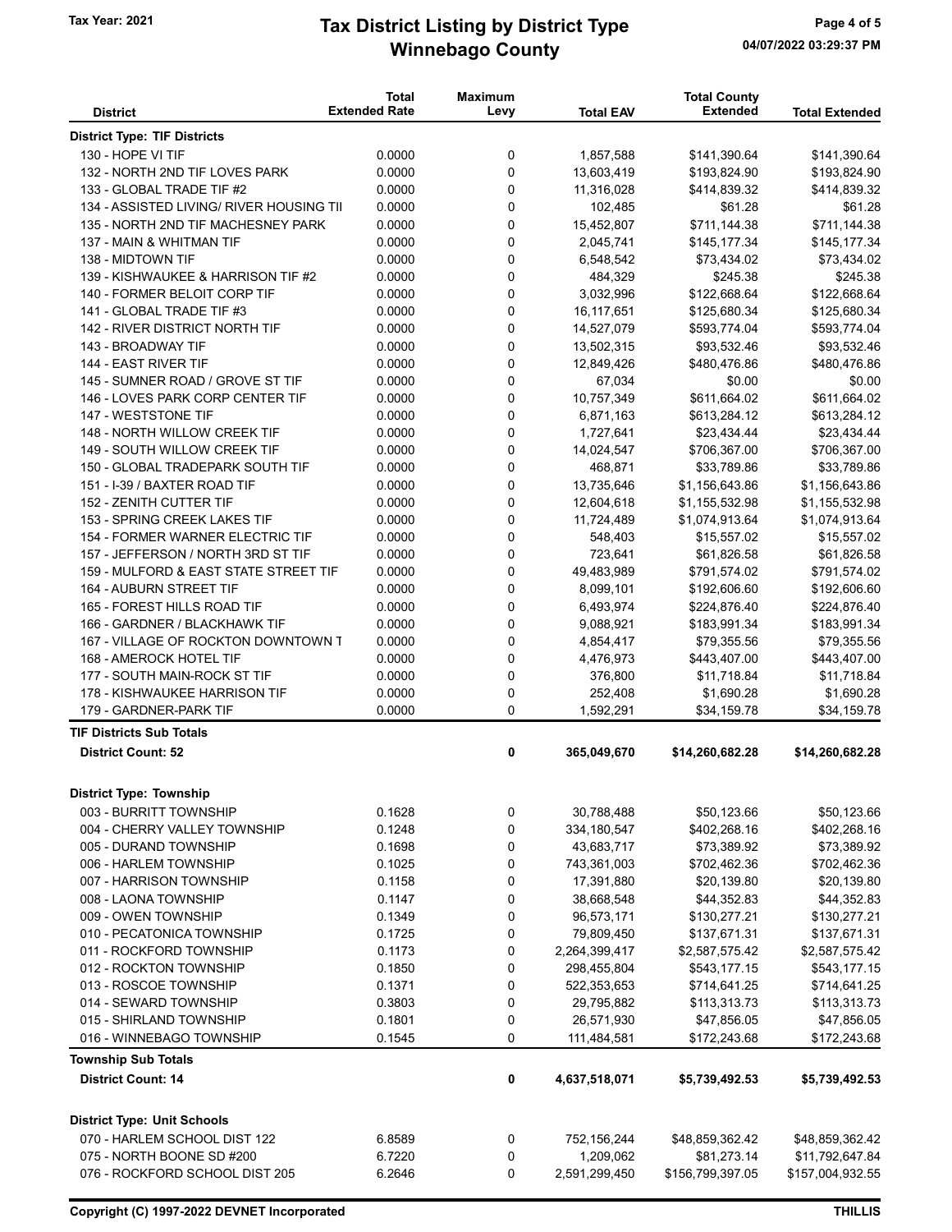# Tax District Listing by District Type

## Winnebago County

Tax Year: 2021

| District | Total Extended Rate | Maximum Levy | Total EAV | Total County Extended | Total Extended |
|---|---|---|---|---|---|
| **District Type: TIF Districts** | | | | | |
| 130 - HOPE VI TIF | 0.0000 | 0 | 1,857,588 | $141,390.64 | $141,390.64 |
| 132 - NORTH 2ND TIF LOVES PARK | 0.0000 | 0 | 13,603,419 | $193,824.90 | $193,824.90 |
| 133 - GLOBAL TRADE TIF #2 | 0.0000 | 0 | 11,316,028 | $414,839.32 | $414,839.32 |
| 134 - ASSISTED LIVING/ RIVER HOUSING TII | 0.0000 | 0 | 102,485 | $61.28 | $61.28 |
| 135 - NORTH 2ND TIF MACHESNEY PARK | 0.0000 | 0 | 15,452,807 | $711,144.38 | $711,144.38 |
| 137 - MAIN & WHITMAN TIF | 0.0000 | 0 | 2,045,741 | $145,177.34 | $145,177.34 |
| 138 - MIDTOWN TIF | 0.0000 | 0 | 6,548,542 | $73,434.02 | $73,434.02 |
| 139 - KISHWAUKEE & HARRISON TIF #2 | 0.0000 | 0 | 484,329 | $245.38 | $245.38 |
| 140 - FORMER BELOIT CORP TIF | 0.0000 | 0 | 3,032,996 | $122,668.64 | $122,668.64 |
| 141 - GLOBAL TRADE TIF #3 | 0.0000 | 0 | 16,117,651 | $125,680.34 | $125,680.34 |
| 142 - RIVER DISTRICT NORTH TIF | 0.0000 | 0 | 14,527,079 | $593,774.04 | $593,774.04 |
| 143 - BROADWAY TIF | 0.0000 | 0 | 13,502,315 | $93,532.46 | $93,532.46 |
| 144 - EAST RIVER TIF | 0.0000 | 0 | 12,849,426 | $480,476.86 | $480,476.86 |
| 145 - SUMNER ROAD / GROVE ST TIF | 0.0000 | 0 | 67,034 | $0.00 | $0.00 |
| 146 - LOVES PARK CORP CENTER TIF | 0.0000 | 0 | 10,757,349 | $611,664.02 | $611,664.02 |
| 147 - WESTSTONE TIF | 0.0000 | 0 | 6,871,163 | $613,284.12 | $613,284.12 |
| 148 - NORTH WILLOW CREEK TIF | 0.0000 | 0 | 1,727,641 | $23,434.44 | $23,434.44 |
| 149 - SOUTH WILLOW CREEK TIF | 0.0000 | 0 | 14,024,547 | $706,367.00 | $706,367.00 |
| 150 - GLOBAL TRADEPARK SOUTH TIF | 0.0000 | 0 | 468,871 | $33,789.86 | $33,789.86 |
| 151 - I-39 / BAXTER ROAD TIF | 0.0000 | 0 | 13,735,646 | $1,156,643.86 | $1,156,643.86 |
| 152 - ZENITH CUTTER TIF | 0.0000 | 0 | 12,604,618 | $1,155,532.98 | $1,155,532.98 |
| 153 - SPRING CREEK LAKES TIF | 0.0000 | 0 | 11,724,489 | $1,074,913.64 | $1,074,913.64 |
| 154 - FORMER WARNER ELECTRIC TIF | 0.0000 | 0 | 548,403 | $15,557.02 | $15,557.02 |
| 157 - JEFFERSON / NORTH 3RD ST TIF | 0.0000 | 0 | 723,641 | $61,826.58 | $61,826.58 |
| 159 - MULFORD & EAST STATE STREET TIF | 0.0000 | 0 | 49,483,989 | $791,574.02 | $791,574.02 |
| 164 - AUBURN STREET TIF | 0.0000 | 0 | 8,099,101 | $192,606.60 | $192,606.60 |
| 165 - FOREST HILLS ROAD TIF | 0.0000 | 0 | 6,493,974 | $224,876.40 | $224,876.40 |
| 166 - GARDNER / BLACKHAWK TIF | 0.0000 | 0 | 9,088,921 | $183,991.34 | $183,991.34 |
| 167 - VILLAGE OF ROCKTON DOWNTOWN T | 0.0000 | 0 | 4,854,417 | $79,355.56 | $79,355.56 |
| 168 - AMEROCK HOTEL TIF | 0.0000 | 0 | 4,476,973 | $443,407.00 | $443,407.00 |
| 177 - SOUTH MAIN-ROCK ST TIF | 0.0000 | 0 | 376,800 | $11,718.84 | $11,718.84 |
| 178 - KISHWAUKEE HARRISON TIF | 0.0000 | 0 | 252,408 | $1,690.28 | $1,690.28 |
| 179 - GARDNER-PARK TIF | 0.0000 | 0 | 1,592,291 | $34,159.78 | $34,159.78 |
| **TIF Districts Sub Totals** | | | | | |
| **District Count: 52** | | **0** | **365,049,670** | **$14,260,682.28** | **$14,260,682.28** |
| **District Type: Township** | | | | | |
| 003 - BURRITT TOWNSHIP | 0.1628 | 0 | 30,788,488 | $50,123.66 | $50,123.66 |
| 004 - CHERRY VALLEY TOWNSHIP | 0.1248 | 0 | 334,180,547 | $402,268.16 | $402,268.16 |
| 005 - DURAND TOWNSHIP | 0.1698 | 0 | 43,683,717 | $73,389.92 | $73,389.92 |
| 006 - HARLEM TOWNSHIP | 0.1025 | 0 | 743,361,003 | $702,462.36 | $702,462.36 |
| 007 - HARRISON TOWNSHIP | 0.1158 | 0 | 17,391,880 | $20,139.80 | $20,139.80 |
| 008 - LAONA TOWNSHIP | 0.1147 | 0 | 38,668,548 | $44,352.83 | $44,352.83 |
| 009 - OWEN TOWNSHIP | 0.1349 | 0 | 96,573,171 | $130,277.21 | $130,277.21 |
| 010 - PECATONICA TOWNSHIP | 0.1725 | 0 | 79,809,450 | $137,671.31 | $137,671.31 |
| 011 - ROCKFORD TOWNSHIP | 0.1173 | 0 | 2,264,399,417 | $2,587,575.42 | $2,587,575.42 |
| 012 - ROCKTON TOWNSHIP | 0.1850 | 0 | 298,455,804 | $543,177.15 | $543,177.15 |
| 013 - ROSCOE TOWNSHIP | 0.1371 | 0 | 522,353,653 | $714,641.25 | $714,641.25 |
| 014 - SEWARD TOWNSHIP | 0.3803 | 0 | 29,795,882 | $113,313.73 | $113,313.73 |
| 015 - SHIRLAND TOWNSHIP | 0.1801 | 0 | 26,571,930 | $47,856.05 | $47,856.05 |
| 016 - WINNEBAGO TOWNSHIP | 0.1545 | 0 | 111,484,581 | $172,243.68 | $172,243.68 |
| **Township Sub Totals** | | | | | |
| **District Count: 14** | | **0** | **4,637,518,071** | **$5,739,492.53** | **$5,739,492.53** |
| **District Type: Unit Schools** | | | | | |
| 070 - HARLEM SCHOOL DIST 122 | 6.8589 | 0 | 752,156,244 | $48,859,362.42 | $48,859,362.42 |
| 075 - NORTH BOONE SD #200 | 6.7220 | 0 | 1,209,062 | $81,273.14 | $11,792,647.84 |
| 076 - ROCKFORD SCHOOL DIST 205 | 6.2646 | 0 | 2,591,299,450 | $156,799,397.05 | $157,004,932.55 |

Copyright (C) 1997-2022 DEVNET Incorporated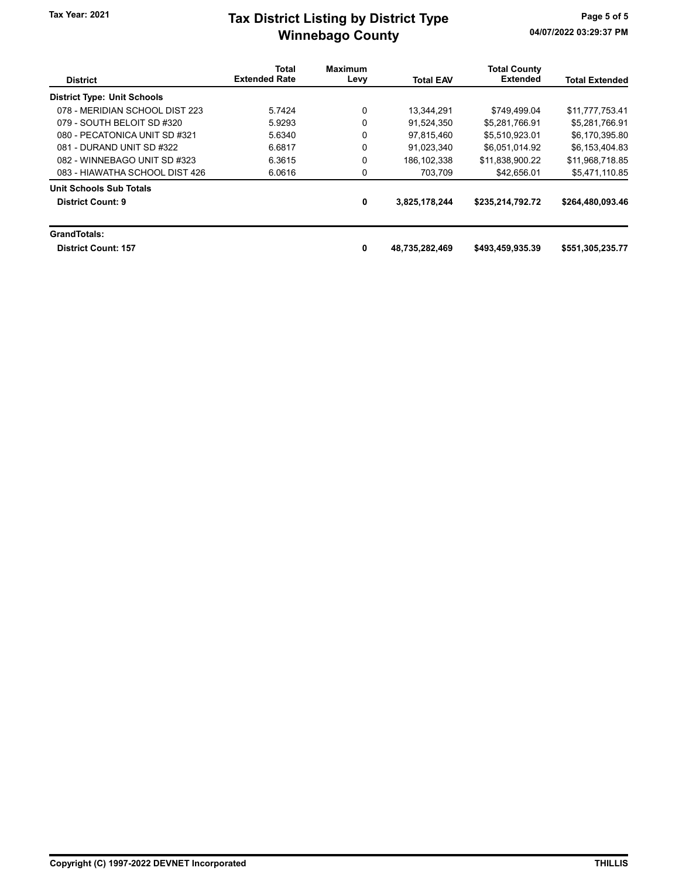# Tax District Listing by District Type
## Winnebago County

Tax Year: 2021

04/07/2022 03:29:37 PM

| District | Total Extended Rate | Maximum Levy | Total EAV | Total County Extended | Total Extended |
|---|---|---|---|---|---|
| **District Type: Unit Schools** | | | | | |
| 078 - MERIDIAN SCHOOL DIST 223 | 5.7424 | 0 | 13,344,291 | $749,499.04 | $11,777,753.41 |
| 079 - SOUTH BELOIT SD #320 | 5.9293 | 0 | 91,524,350 | $5,281,766.91 | $5,281,766.91 |
| 080 - PECATONICA UNIT SD #321 | 5.6340 | 0 | 97,815,460 | $5,510,923.01 | $6,170,395.80 |
| 081 - DURAND UNIT SD #322 | 6.6817 | 0 | 91,023,340 | $6,051,014.92 | $6,153,404.83 |
| 082 - WINNEBAGO UNIT SD #323 | 6.3615 | 0 | 186,102,338 | $11,838,900.22 | $11,968,718.85 |
| 083 - HIAWATHA SCHOOL DIST 426 | 6.0616 | 0 | 703,709 | $42,656.01 | $5,471,110.85 |
| **Unit Schools Sub Totals** | | | | | |
| **District Count: 9** | | **0** | **3,825,178,244** | **$235,214,792.72** | **$264,480,093.46** |
| **GrandTotals:** | | | | | |
| **District Count: 157** | | **0** | **48,735,282,469** | **$493,459,935.39** | **$551,305,235.77** |

Copyright (C) 1997-2022 DEVNET Incorporated

THILLIS